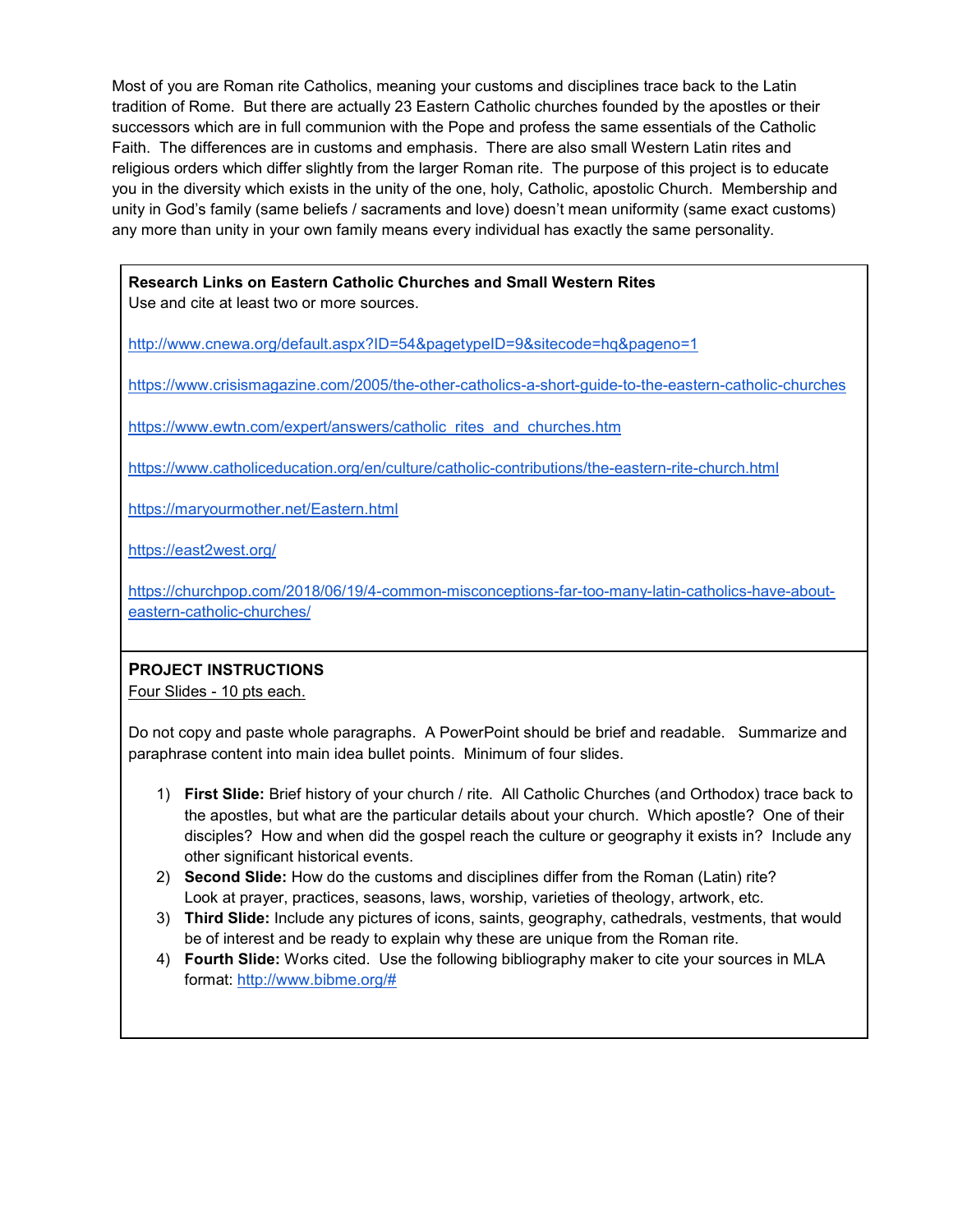Most of you are Roman rite Catholics, meaning your customs and disciplines trace back to the Latin tradition of Rome. But there are actually 23 Eastern Catholic churches founded by the apostles or their successors which are in full communion with the Pope and profess the same essentials of the Catholic Faith. The differences are in customs and emphasis. There are also small Western Latin rites and religious orders which differ slightly from the larger Roman rite. The purpose of this project is to educate you in the diversity which exists in the unity of the one, holy, Catholic, apostolic Church. Membership and unity in God's family (same beliefs / sacraments and love) doesn't mean uniformity (same exact customs) any more than unity in your own family means every individual has exactly the same personality.

**Research Links on Eastern Catholic Churches and Small Western Rites**
Use and cite at least two or more sources.

http://www.cnewa.org/default.aspx?ID=54&pagetypeID=9&sitecode=hq&pageno=1

https://www.crisismagazine.com/2005/the-other-catholics-a-short-guide-to-the-eastern-catholic-churches

https://www.ewtn.com/expert/answers/catholic_rites_and_churches.htm

https://www.catholiceducation.org/en/culture/catholic-contributions/the-eastern-rite-church.html

https://maryourmother.net/Eastern.html

https://east2west.org/

https://churchpop.com/2018/06/19/4-common-misconceptions-far-too-many-latin-catholics-have-about-eastern-catholic-churches/

**PROJECT INSTRUCTIONS**
Four Slides - 10 pts each.

Do not copy and paste whole paragraphs. A PowerPoint should be brief and readable. Summarize and paraphrase content into main idea bullet points. Minimum of four slides.

1) **First Slide:** Brief history of your church / rite. All Catholic Churches (and Orthodox) trace back to the apostles, but what are the particular details about your church. Which apostle? One of their disciples? How and when did the gospel reach the culture or geography it exists in? Include any other significant historical events.
2) **Second Slide:** How do the customs and disciplines differ from the Roman (Latin) rite? Look at prayer, practices, seasons, laws, worship, varieties of theology, artwork, etc.
3) **Third Slide:** Include any pictures of icons, saints, geography, cathedrals, vestments, that would be of interest and be ready to explain why these are unique from the Roman rite.
4) **Fourth Slide:** Works cited. Use the following bibliography maker to cite your sources in MLA format: http://www.bibme.org/#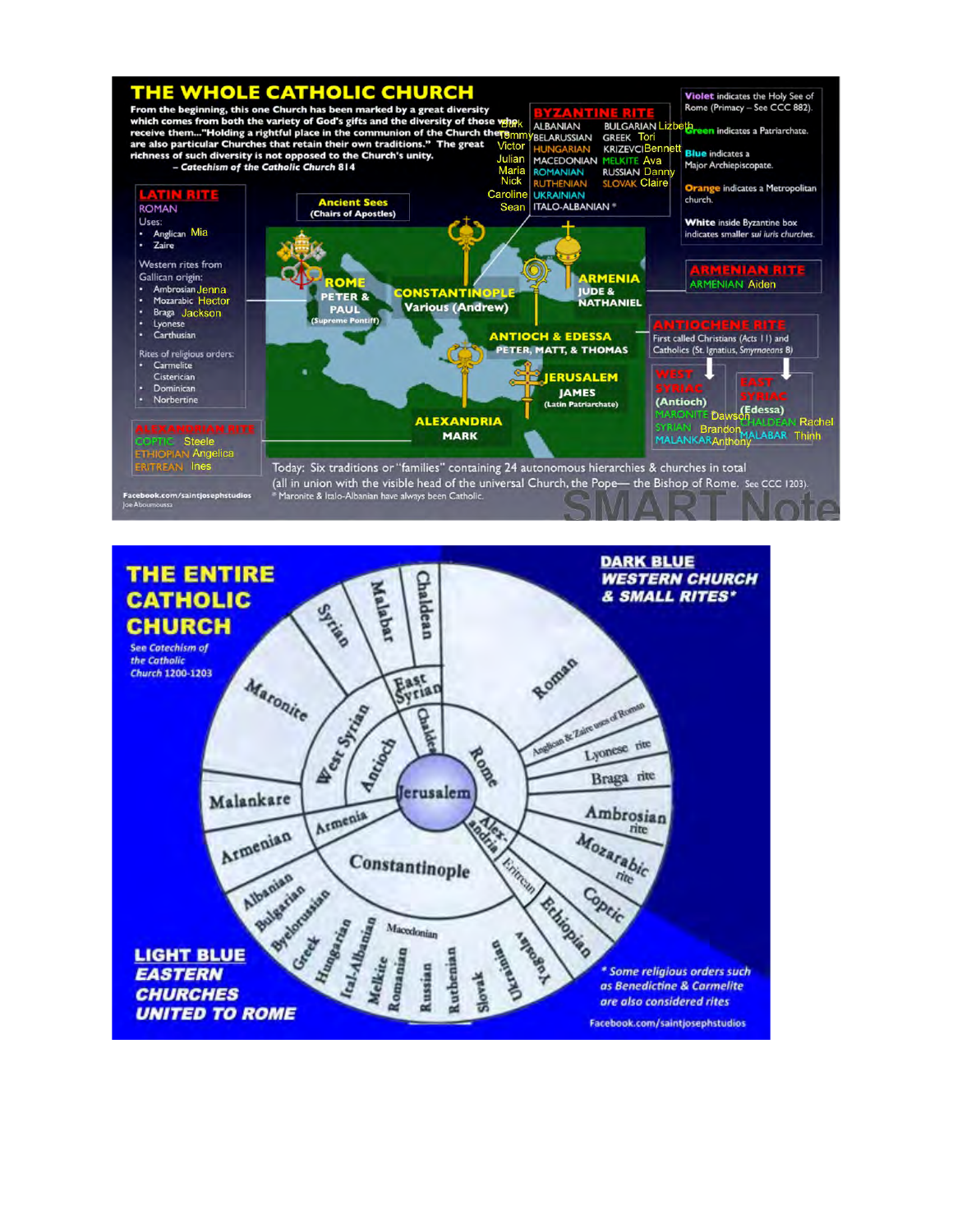# THE WHOLE CATHOLIC CHURCH

From the beginning, this one Church has been marked by a great diversity which comes from both the variety of God's gifts and the diversity of those who receive them..."Holding a rightful place in the communion of the Church there are also particular Churches that retain their own traditions." The great richness of such diversity is not opposed to the Church's unity.
— *Catechism of the Catholic Church 814*

Violet indicates the Holy See of Rome (Primacy – See CCC 882).
Green indicates a Patriarchate.
Blue indicates a Major Archiepiscopate.
Orange indicates a Metropolitan church.
White inside Byzantine box indicates smaller sui iuris churches.

## LATIN RITE

ROMAN

Uses:

- Anglican Mia
- Zaire

Western rites from Gallican origin:

- Ambrosian Jenna
- Mozarabic Hector
- Braga Jackson
- Lyonese
- Carthusian

Rites of religious orders:

- Carmelite
- Cistercian
- Dominican
- Norbertine

## ALEXANDRIAN RITE

COPTIC Steele
ETHIOPIAN Angelica
ERITREAN Ines

## BYZANTINE RITE

Mark, Tommy, Victor, Julian, Maria, Nick, Caroline, Sean

ALBANIAN, BULGARIAN Lizbeth
BELARUSSIAN, GREEK Tori
HUNGARIAN, KRIZEVCI Bennett
MACEDONIAN, MELKITE Ava
ROMANIAN, RUSSIAN Danny
RUTHENIAN, SLOVAK Claire
UKRAINIAN
ITALO-ALBANIAN *

## ARMENIAN RITE

ARMENIAN Aiden

## ANTIOCHENE RITE

First called Christians (Acts 11) and Catholics (St. Ignatius, Smyrnaeans 8)

**WEST SYRIAC** (Antioch)
MARONITE Dawson
SYRIAN Brandon
MALANKAR Anthony

**EAST SYRIAC** (Edessa)
CHALDEAN Rachel
MALABAR Thinh

## Ancient Sees (Chairs of Apostles)

- ROME — PETER & PAUL (Supreme Pontiff)
- CONSTANTINOPLE — Various (Andrew)
- ARMENIA — JUDE & NATHANIEL
- ANTIOCH & EDESSA — PETER, MATT, & THOMAS
- JERUSALEM — JAMES (Latin Patriarchate)
- ALEXANDRIA — MARK

Today: Six traditions or "families" containing 24 autonomous hierarchies & churches in total (all in union with the visible head of the universal Church, the Pope— the Bishop of Rome. See CCC 1203).
* Maronite & Italo-Albanian have always been Catholic.

Facebook.com/saintjosephstudios
Joe Aboumoussa

# THE ENTIRE CATHOLIC CHURCH

See Catechism of the Catholic Church 1200-1203

**DARK BLUE** WESTERN CHURCH & SMALL RITES*

**LIGHT BLUE** EASTERN CHURCHES UNITED TO ROME

- Jerusalem
  - Rome: Roman; Anglican & Zaire uses of Roman; Lyonese rite; Braga rite; Ambrosian rite; Mozarabic rite
  - Alexandria: Eritrean; Ethiopian; Coptic
  - Constantinople: Albanian; Bulgarian; Byelorussian; Greek; Hungarian; Ital-Albanian; Melkite; Macedonian; Romanian; Russian; Ruthenian; Slovak; Ukrainian; Yugoslav
  - Armenia: Armenian
  - Antioch
    - West Syrian: Malankare; Maronite; Syrian
    - East Syrian (Chaldean): Malabar; Chaldean

* Some religious orders such as Benedictine & Carmelite are also considered rites

Facebook.com/saintjosephstudios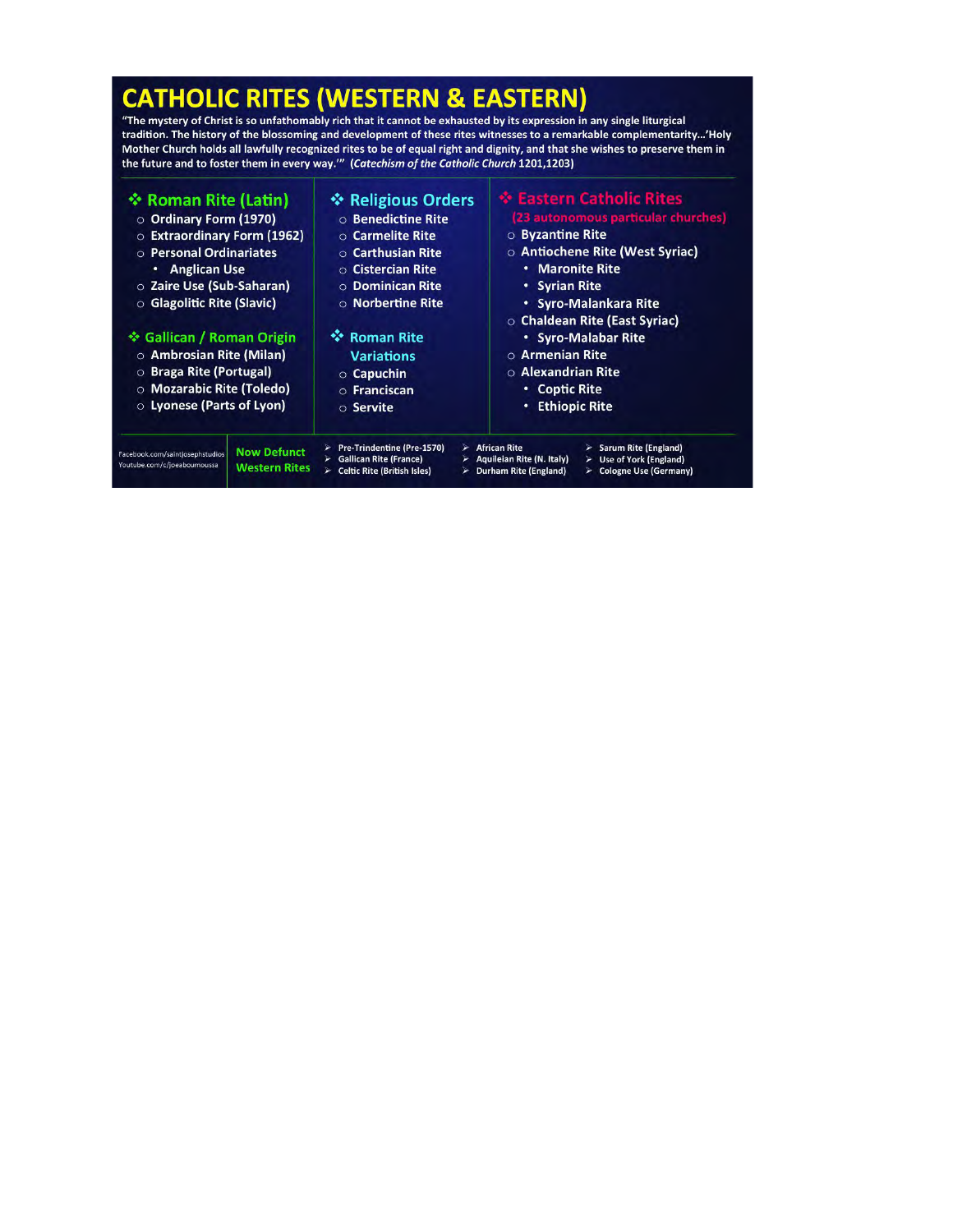# CATHOLIC RITES (WESTERN & EASTERN)

"The mystery of Christ is so unfathomably rich that it cannot be exhausted by its expression in any single liturgical tradition. The history of the blossoming and development of these rites witnesses to a remarkable complementarity…'Holy Mother Church holds all lawfully recognized rites to be of equal right and dignity, and that she wishes to preserve them in the future and to foster them in every way.'" (*Catechism of the Catholic Church* 1201,1203)

## ❖ Roman Rite (Latin)

- Ordinary Form (1970)
- Extraordinary Form (1962)
- Personal Ordinariates
  - Anglican Use
- Zaire Use (Sub-Saharan)
- Glagolitic Rite (Slavic)

## ❖ Gallican / Roman Origin

- Ambrosian Rite (Milan)
- Braga Rite (Portugal)
- Mozarabic Rite (Toledo)
- Lyonese (Parts of Lyon)

## ❖ Religious Orders

- Benedictine Rite
- Carmelite Rite
- Carthusian Rite
- Cistercian Rite
- Dominican Rite
- Norbertine Rite

## ❖ Roman Rite Variations

- Capuchin
- Franciscan
- Servite

## ❖ Eastern Catholic Rites

(23 autonomous particular churches)

- Byzantine Rite
- Antiochene Rite (West Syriac)
  - Maronite Rite
  - Syrian Rite
  - Syro-Malankara Rite
- Chaldean Rite (East Syriac)
  - Syro-Malabar Rite
- Armenian Rite
- Alexandrian Rite
  - Coptic Rite
  - Ethiopic Rite

## Now Defunct Western Rites

- Pre-Trindentine (Pre-1570)
- Gallican Rite (France)
- Celtic Rite (British Isles)
- African Rite
- Aquileian Rite (N. Italy)
- Durham Rite (England)
- Sarum Rite (England)
- Use of York (England)
- Cologne Use (Germany)

Facebook.com/saintjosephstudios
Youtube.com/c/joeabournoussa